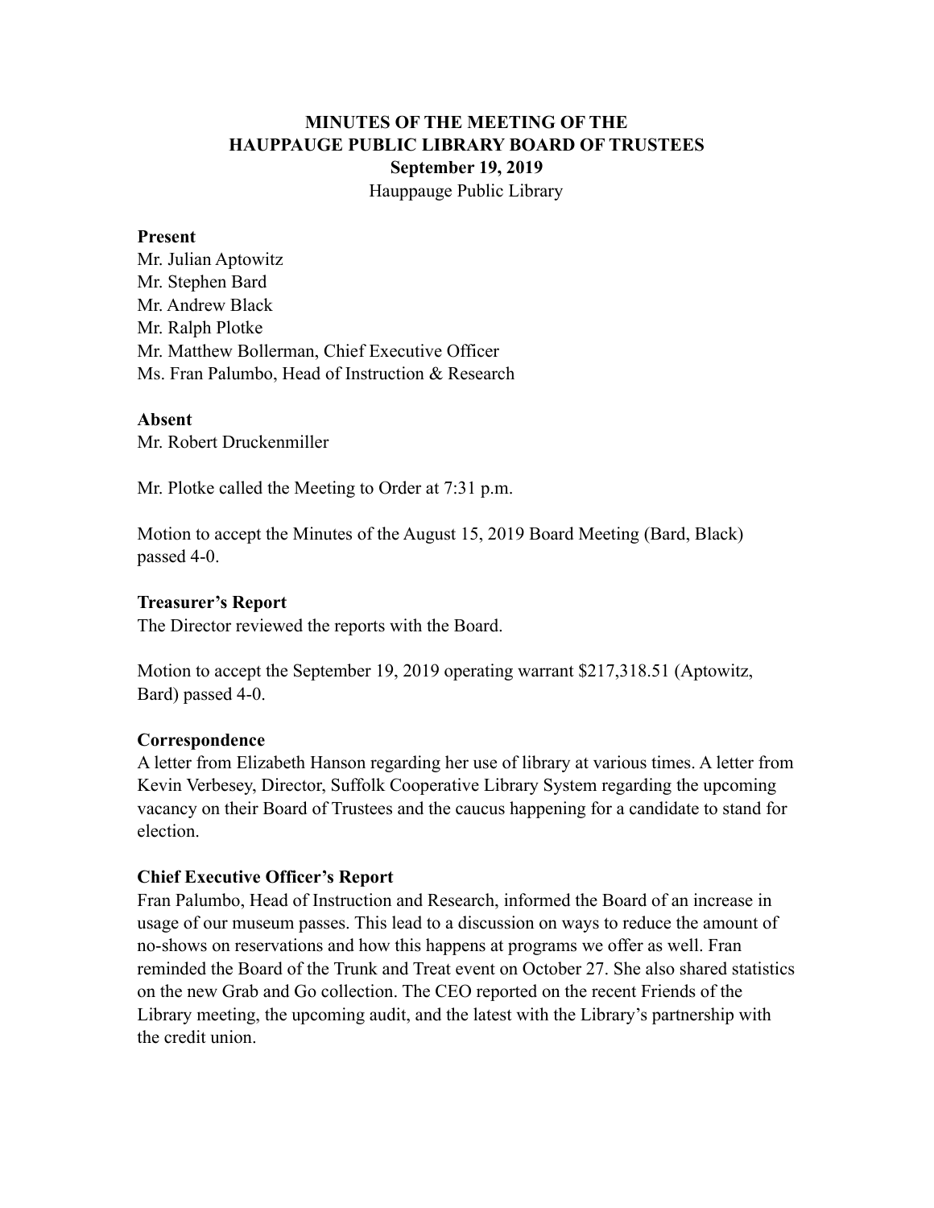# MINUTES OF THE MEETING OF THE HAUPPAUGE PUBLIC LIBRARY BOARD OF TRUSTEES

**September 19, 2019**

Hauppauge Public Library

**Present**

Mr. Julian Aptowitz
Mr. Stephen Bard
Mr. Andrew Black
Mr. Ralph Plotke
Mr. Matthew Bollerman, Chief Executive Officer
Ms. Fran Palumbo, Head of Instruction & Research

**Absent**

Mr. Robert Druckenmiller

Mr. Plotke called the Meeting to Order at 7:31 p.m.

Motion to accept the Minutes of the August 15, 2019 Board Meeting (Bard, Black) passed 4-0.

**Treasurer's Report**

The Director reviewed the reports with the Board.

Motion to accept the September 19, 2019 operating warrant $217,318.51 (Aptowitz, Bard) passed 4-0.

**Correspondence**

A letter from Elizabeth Hanson regarding her use of library at various times. A letter from Kevin Verbesey, Director, Suffolk Cooperative Library System regarding the upcoming vacancy on their Board of Trustees and the caucus happening for a candidate to stand for election.

**Chief Executive Officer's Report**

Fran Palumbo, Head of Instruction and Research, informed the Board of an increase in usage of our museum passes. This lead to a discussion on ways to reduce the amount of no-shows on reservations and how this happens at programs we offer as well. Fran reminded the Board of the Trunk and Treat event on October 27. She also shared statistics on the new Grab and Go collection. The CEO reported on the recent Friends of the Library meeting, the upcoming audit, and the latest with the Library's partnership with the credit union.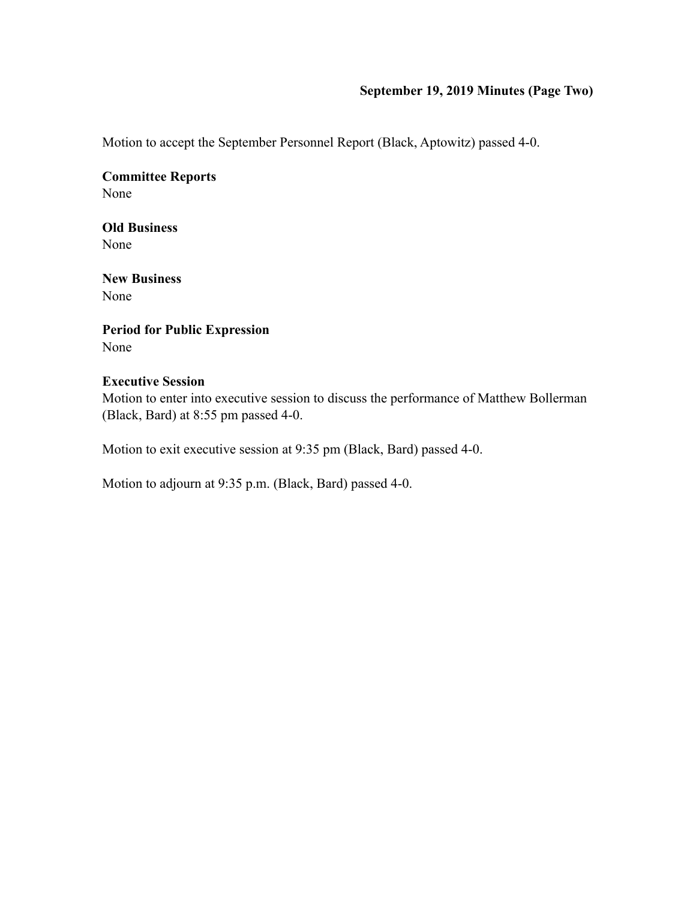Motion to accept the September Personnel Report (Black, Aptowitz) passed 4-0.

**Committee Reports**
None

**Old Business**
None

**New Business**
None

**Period for Public Expression**
None

**Executive Session**
Motion to enter into executive session to discuss the performance of Matthew Bollerman (Black, Bard) at 8:55 pm passed 4-0.

Motion to exit executive session at 9:35 pm (Black, Bard) passed 4-0.

Motion to adjourn at 9:35 p.m. (Black, Bard) passed 4-0.